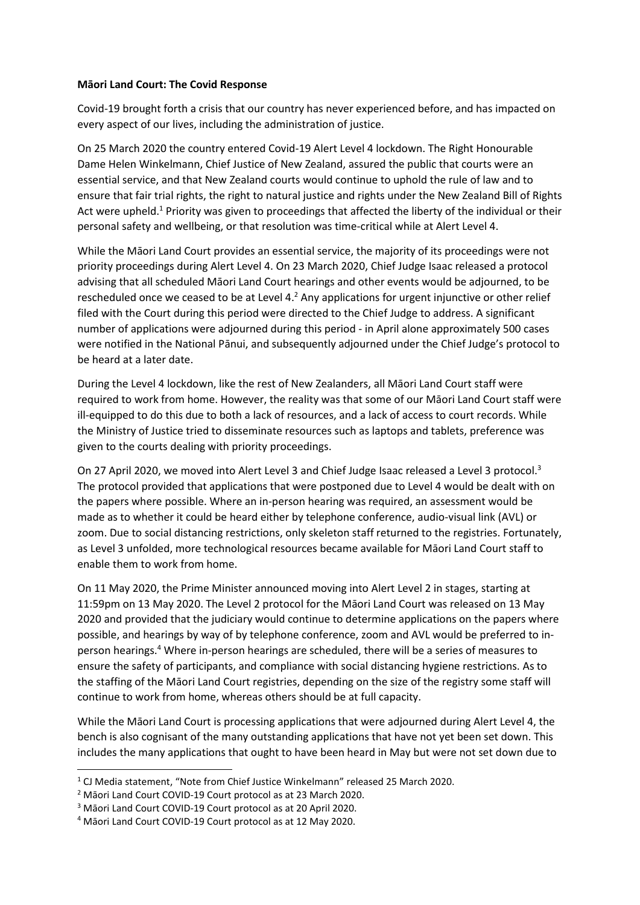**Māori Land Court: The Covid Response**

Covid-19 brought forth a crisis that our country has never experienced before, and has impacted on every aspect of our lives, including the administration of justice.

On 25 March 2020 the country entered Covid-19 Alert Level 4 lockdown. The Right Honourable Dame Helen Winkelmann, Chief Justice of New Zealand, assured the public that courts were an essential service, and that New Zealand courts would continue to uphold the rule of law and to ensure that fair trial rights, the right to natural justice and rights under the New Zealand Bill of Rights Act were upheld.[1] Priority was given to proceedings that affected the liberty of the individual or their personal safety and wellbeing, or that resolution was time-critical while at Alert Level 4.

While the Māori Land Court provides an essential service, the majority of its proceedings were not priority proceedings during Alert Level 4. On 23 March 2020, Chief Judge Isaac released a protocol advising that all scheduled Māori Land Court hearings and other events would be adjourned, to be rescheduled once we ceased to be at Level 4.[2] Any applications for urgent injunctive or other relief filed with the Court during this period were directed to the Chief Judge to address. A significant number of applications were adjourned during this period - in April alone approximately 500 cases were notified in the National Pānui, and subsequently adjourned under the Chief Judge's protocol to be heard at a later date.

During the Level 4 lockdown, like the rest of New Zealanders, all Māori Land Court staff were required to work from home. However, the reality was that some of our Māori Land Court staff were ill-equipped to do this due to both a lack of resources, and a lack of access to court records. While the Ministry of Justice tried to disseminate resources such as laptops and tablets, preference was given to the courts dealing with priority proceedings.

On 27 April 2020, we moved into Alert Level 3 and Chief Judge Isaac released a Level 3 protocol.[3] The protocol provided that applications that were postponed due to Level 4 would be dealt with on the papers where possible. Where an in-person hearing was required, an assessment would be made as to whether it could be heard either by telephone conference, audio-visual link (AVL) or zoom. Due to social distancing restrictions, only skeleton staff returned to the registries. Fortunately, as Level 3 unfolded, more technological resources became available for Māori Land Court staff to enable them to work from home.

On 11 May 2020, the Prime Minister announced moving into Alert Level 2 in stages, starting at 11:59pm on 13 May 2020. The Level 2 protocol for the Māori Land Court was released on 13 May 2020 and provided that the judiciary would continue to determine applications on the papers where possible, and hearings by way of by telephone conference, zoom and AVL would be preferred to in-person hearings.[4] Where in-person hearings are scheduled, there will be a series of measures to ensure the safety of participants, and compliance with social distancing hygiene restrictions. As to the staffing of the Māori Land Court registries, depending on the size of the registry some staff will continue to work from home, whereas others should be at full capacity.

While the Māori Land Court is processing applications that were adjourned during Alert Level 4, the bench is also cognisant of the many outstanding applications that have not yet been set down. This includes the many applications that ought to have been heard in May but were not set down due to

---

[1] CJ Media statement, "Note from Chief Justice Winkelmann" released 25 March 2020.

[2] Māori Land Court COVID-19 Court protocol as at 23 March 2020.

[3] Māori Land Court COVID-19 Court protocol as at 20 April 2020.

[4] Māori Land Court COVID-19 Court protocol as at 12 May 2020.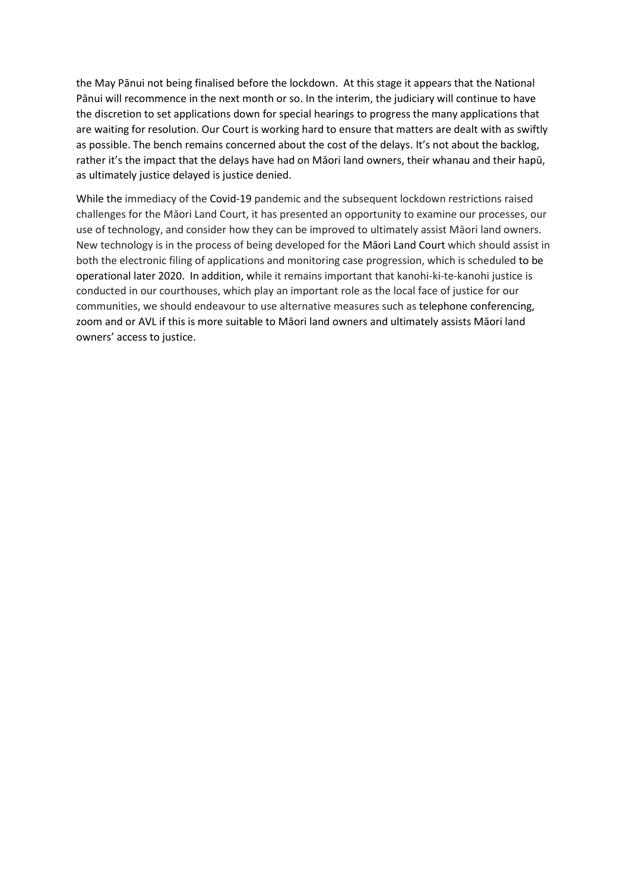the May Pānui not being finalised before the lockdown. At this stage it appears that the National Pānui will recommence in the next month or so. In the interim, the judiciary will continue to have the discretion to set applications down for special hearings to progress the many applications that are waiting for resolution. Our Court is working hard to ensure that matters are dealt with as swiftly as possible. The bench remains concerned about the cost of the delays. It's not about the backlog, rather it's the impact that the delays have had on Māori land owners, their whanau and their hapū, as ultimately justice delayed is justice denied.

While the immediacy of the Covid-19 pandemic and the subsequent lockdown restrictions raised challenges for the Māori Land Court, it has presented an opportunity to examine our processes, our use of technology, and consider how they can be improved to ultimately assist Māori land owners. New technology is in the process of being developed for the Māori Land Court which should assist in both the electronic filing of applications and monitoring case progression, which is scheduled to be operational later 2020. In addition, while it remains important that kanohi-ki-te-kanohi justice is conducted in our courthouses, which play an important role as the local face of justice for our communities, we should endeavour to use alternative measures such as telephone conferencing, zoom and or AVL if this is more suitable to Māori land owners and ultimately assists Māori land owners' access to justice.